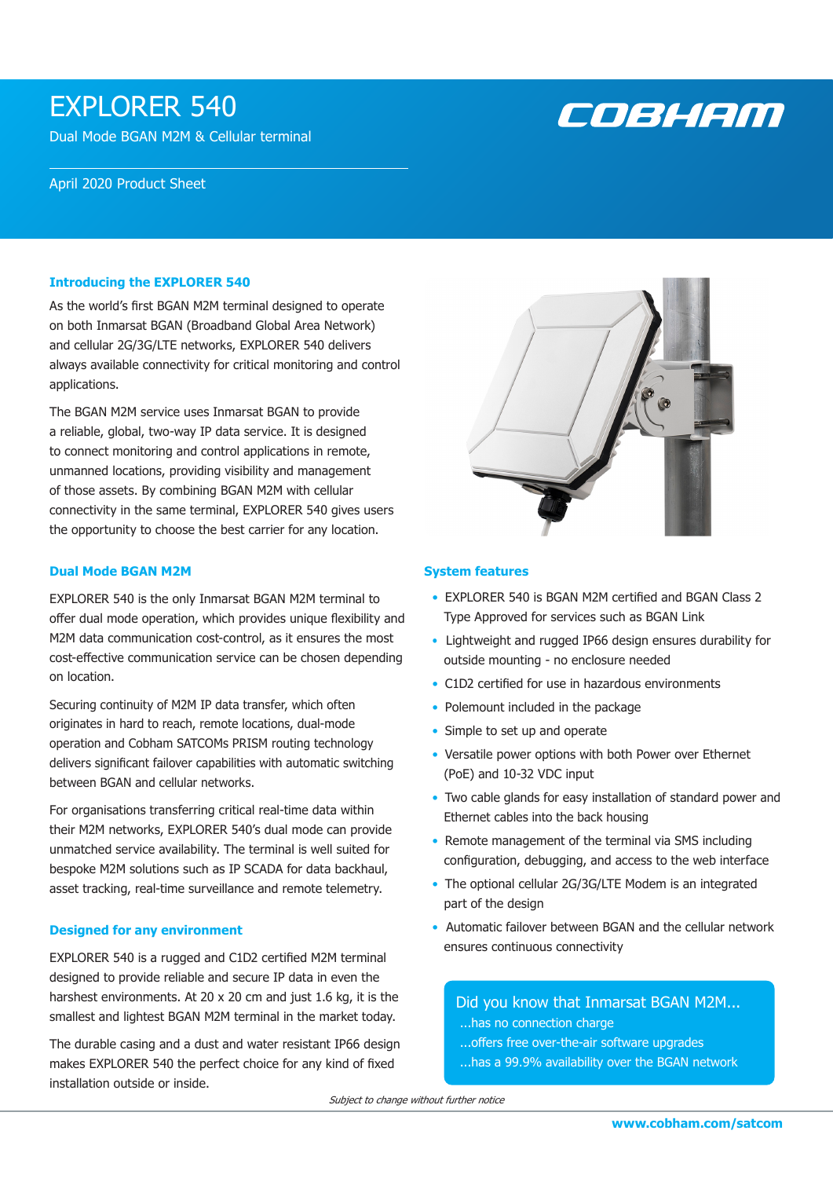# EXPLORER 540

Dual Mode BGAN M2M & Cellular terminal

April 2020 Product Sheet

COBHAM

### Introducing the EXPLORER 540

As the world's first BGAN M2M terminal designed to operate on both Inmarsat BGAN (Broadband Global Area Network) and cellular 2G/3G/LTE networks, EXPLORER 540 delivers always available connectivity for critical monitoring and control applications.

The BGAN M2M service uses Inmarsat BGAN to provide a reliable, global, two-way IP data service. It is designed to connect monitoring and control applications in remote, unmanned locations, providing visibility and management of those assets. By combining BGAN M2M with cellular connectivity in the same terminal, EXPLORER 540 gives users the opportunity to choose the best carrier for any location.

### Dual Mode BGAN M2M

EXPLORER 540 is the only Inmarsat BGAN M2M terminal to offer dual mode operation, which provides unique flexibility and M2M data communication cost-control, as it ensures the most cost-effective communication service can be chosen depending on location.

Securing continuity of M2M IP data transfer, which often originates in hard to reach, remote locations, dual-mode operation and Cobham SATCOMs PRISM routing technology delivers significant failover capabilities with automatic switching between BGAN and cellular networks.

For organisations transferring critical real-time data within their M2M networks, EXPLORER 540's dual mode can provide unmatched service availability. The terminal is well suited for bespoke M2M solutions such as IP SCADA for data backhaul, asset tracking, real-time surveillance and remote telemetry.

### Designed for any environment

EXPLORER 540 is a rugged and C1D2 certified M2M terminal designed to provide reliable and secure IP data in even the harshest environments. At 20 x 20 cm and just 1.6 kg, it is the smallest and lightest BGAN M2M terminal in the market today.

The durable casing and a dust and water resistant IP66 design makes EXPLORER 540 the perfect choice for any kind of fixed installation outside or inside.

### System features

- EXPLORER 540 is BGAN M2M certified and BGAN Class 2 Type Approved for services such as BGAN Link
- Lightweight and rugged IP66 design ensures durability for outside mounting - no enclosure needed
- C1D2 certified for use in hazardous environments
- Polemount included in the package
- Simple to set up and operate
- Versatile power options with both Power over Ethernet (PoE) and 10-32 VDC input
- Two cable glands for easy installation of standard power and Ethernet cables into the back housing
- Remote management of the terminal via SMS including configuration, debugging, and access to the web interface
- The optional cellular 2G/3G/LTE Modem is an integrated part of the design
- Automatic failover between BGAN and the cellular network ensures continuous connectivity

**Did you know that Inmarsat BGAN M2M...**

...has no connection charge

...offers free over-the-air software upgrades

...has a 99.9% availability over the BGAN network

*Subject to change without further notice*

www.cobham.com/satcom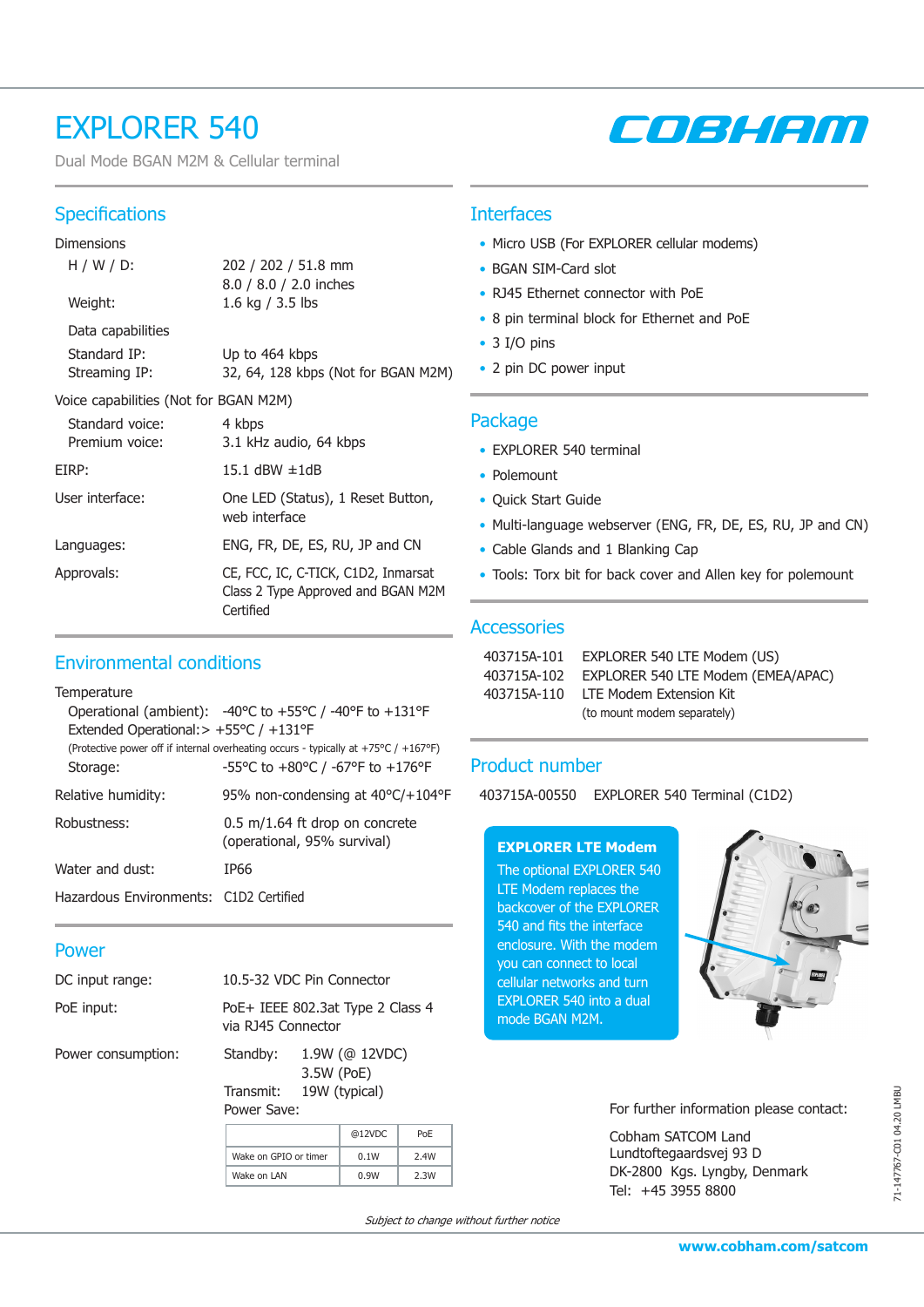# EXPLORER 540

Dual Mode BGAN M2M & Cellular terminal

COBHAM

## Specifications

Dimensions

| | |
|---|---|
| H / W / D: | 202 / 202 / 51.8 mm<br>8.0 / 8.0 / 2.0 inches |
| Weight: | 1.6 kg / 3.5 lbs |

Data capabilities

| | |
|---|---|
| Standard IP: | Up to 464 kbps |
| Streaming IP: | 32, 64, 128 kbps (Not for BGAN M2M) |

Voice capabilities (Not for BGAN M2M)

| | |
|---|---|
| Standard voice: | 4 kbps |
| Premium voice: | 3.1 kHz audio, 64 kbps |
| EIRP: | 15.1 dBW ±1dB |
| User interface: | One LED (Status), 1 Reset Button, web interface |
| Languages: | ENG, FR, DE, ES, RU, JP and CN |
| Approvals: | CE, FCC, IC, C-TICK, C1D2, Inmarsat Class 2 Type Approved and BGAN M2M Certified |

## Environmental conditions

Temperature

| | |
|---|---|
| Operational (ambient): | -40°C to +55°C / -40°F to +131°F |
| Extended Operational: | > +55°C / +131°F |

(Protective power off if internal overheating occurs - typically at +75°C / +167°F)

| | |
|---|---|
| Storage: | -55°C to +80°C / -67°F to +176°F |
| Relative humidity: | 95% non-condensing at 40°C/+104°F |
| Robustness: | 0.5 m/1.64 ft drop on concrete (operational, 95% survival) |
| Water and dust: | IP66 |
| Hazardous Environments: | C1D2 Certified |

## Power

| | |
|---|---|
| DC input range: | 10.5-32 VDC Pin Connector |
| PoE input: | PoE+ IEEE 802.3at Type 2 Class 4 via RJ45 Connector |

Power consumption:

Standby: 1.9W (@ 12VDC)
3.5W (PoE)
Transmit: 19W (typical)
Power Save:

| | @12VDC | PoE |
|---|---|---|
| Wake on GPIO or timer | 0.1W | 2.4W |
| Wake on LAN | 0.9W | 2.3W |

## Interfaces

- Micro USB (For EXPLORER cellular modems)
- BGAN SIM-Card slot
- RJ45 Ethernet connector with PoE
- 8 pin terminal block for Ethernet and PoE
- 3 I/O pins
- 2 pin DC power input

## Package

- EXPLORER 540 terminal
- Polemount
- Quick Start Guide
- Multi-language webserver (ENG, FR, DE, ES, RU, JP and CN)
- Cable Glands and 1 Blanking Cap
- Tools: Torx bit for back cover and Allen key for polemount

## Accessories

| | |
|---|---|
| 403715A-101 | EXPLORER 540 LTE Modem (US) |
| 403715A-102 | EXPLORER 540 LTE Modem (EMEA/APAC) |
| 403715A-110 | LTE Modem Extension Kit (to mount modem separately) |

## Product number

403715A-00550 EXPLORER 540 Terminal (C1D2)

**EXPLORER LTE Modem**

The optional EXPLORER 540 LTE Modem replaces the backcover of the EXPLORER 540 and fits the interface enclosure. With the modem you can connect to local cellular networks and turn EXPLORER 540 into a dual mode BGAN M2M.

For further information please contact:

Cobham SATCOM Land
Lundtoftegaardsvej 93 D
DK-2800 Kgs. Lyngby, Denmark
Tel: +45 3955 8800

71-147767-C01 04.20 LMBU

*Subject to change without further notice*

www.cobham.com/satcom